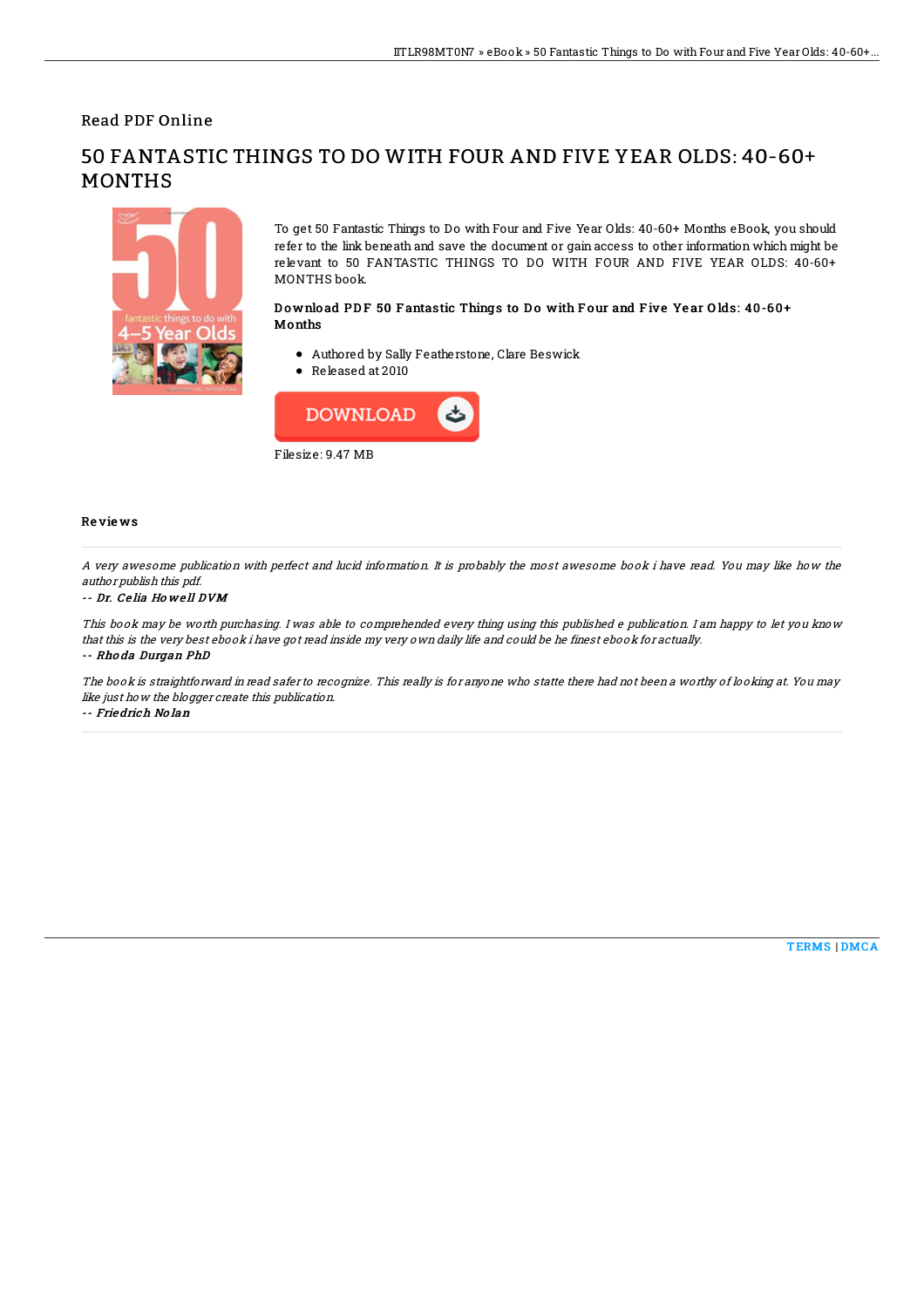Read PDF Online

# 50 FANTASTIC THINGS TO DO WITH FOUR AND FIVE YEAR OLDS: 40-60+ MONTHS

To get 50 Fantastic Things to Do with Four and Five Year Olds: 40-60+ Months eBook, you should refer to the link beneath and save the document or gain access to other information which might be relevant to 50 FANTASTIC THINGS TO DO WITH FOUR AND FIVE YEAR OLDS: 40-60+ MONTHS book.

### Download PDF 50 Fantastic Things to Do with Four and Five Year Olds: 40-60+ Months

- Authored by Sally Featherstone, Clare Beswick
- Released at 2010

DOWNLOAD

Filesize: 9.47 MB

### Reviews

*A very awesome publication with perfect and lucid information. It is probably the most awesome book i have read. You may like how the author publish this pdf.*

*-- Dr. Celia Howell DVM*

*This book may be worth purchasing. I was able to comprehended every thing using this published e publication. I am happy to let you know that this is the very best ebook i have got read inside my very own daily life and could be he finest ebook for actually.*

*-- Rhoda Durgan PhD*

*The book is straightforward in read safer to recognize. This really is for anyone who statte there had not been a worthy of looking at. You may like just how the blogger create this publication.*

*-- Friedrich Nolan*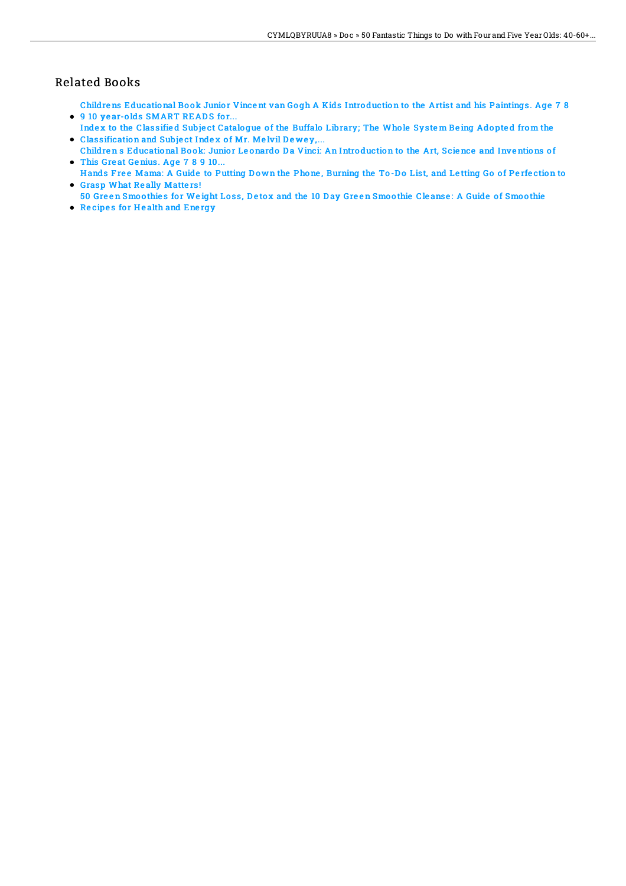## Related Books

- Childrens Educational Book Junior Vincent van Gogh A Kids Introduction to the Artist and his Paintings. Age 7 8 9 10 year-olds SMART READS for...
- Index to the Classified Subject Catalogue of the Buffalo Library; The Whole System Being Adopted from the Classification and Subject Index of Mr. Melvil Dewey,...
- Children s Educational Book: Junior Leonardo Da Vinci: An Introduction to the Art, Science and Inventions of This Great Genius. Age 7 8 9 10...
- Hands Free Mama: A Guide to Putting Down the Phone, Burning the To-Do List, and Letting Go of Perfection to Grasp What Really Matters!
- 50 Green Smoothies for Weight Loss, Detox and the 10 Day Green Smoothie Cleanse: A Guide of Smoothie Recipes for Health and Energy